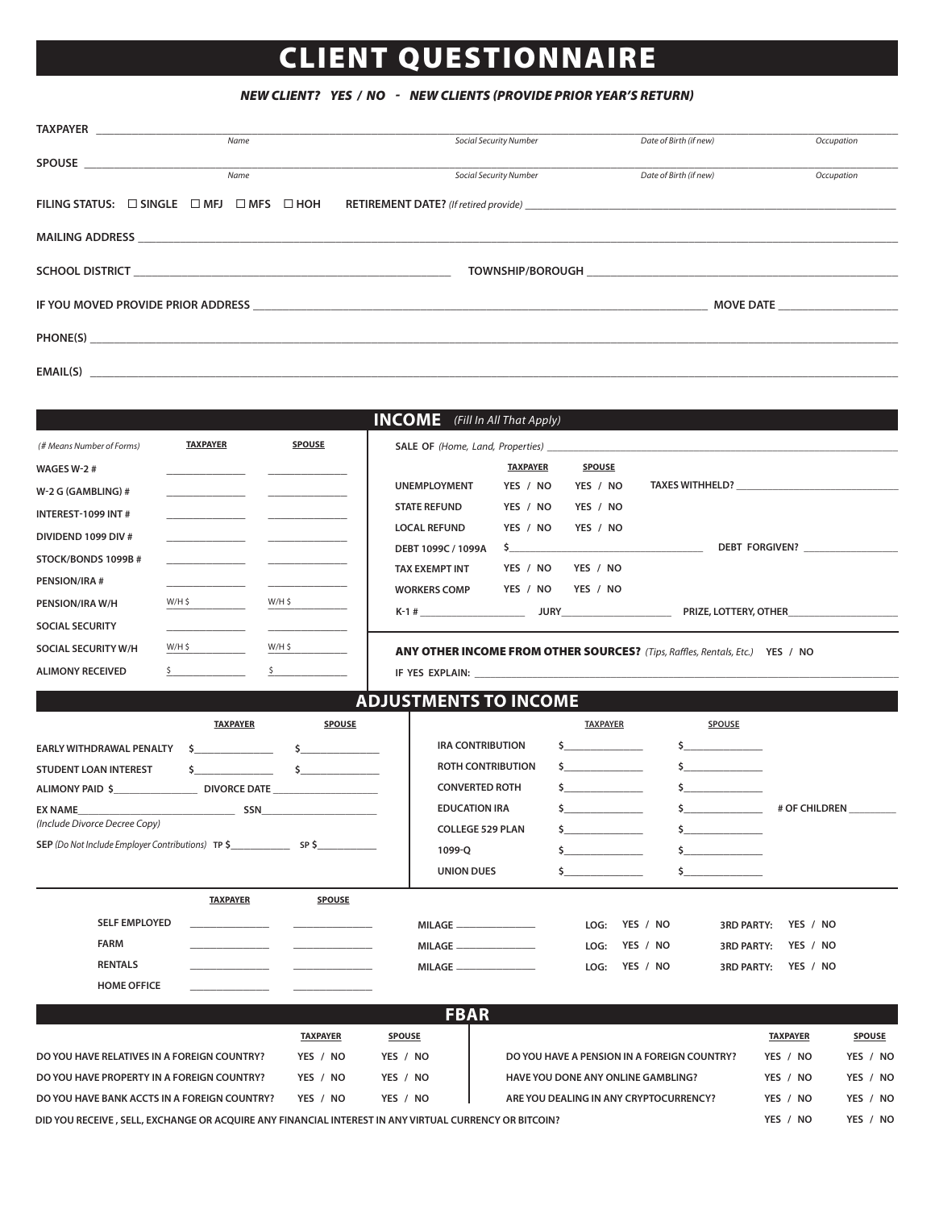# CLIENT QUESTIONNAIRE

***NEW CLIENT? YES / NO - NEW CLIENTS (PROVIDE PRIOR YEAR'S RETURN)***

| | Name | Social Security Number | Date of Birth (if new) | Occupation |
|---|---|---|---|---|
| **TAXPAYER** | | | | |
| **SPOUSE** | | | | |

**FILING STATUS:** ☐ SINGLE ☐ MFJ ☐ MFS ☐ HOH **RETIREMENT DATE?** *(If retired provide)* ______

**MAILING ADDRESS** ______

**SCHOOL DISTRICT** ______ **TOWNSHIP/BOROUGH** ______

**IF YOU MOVED PROVIDE PRIOR ADDRESS** ______ **MOVE DATE** ______

**PHONE(S)** ______

**EMAIL(S)** ______

## INCOME *(Fill In All That Apply)*

| *(# Means Number of Forms)* | TAXPAYER | SPOUSE |
|---|---|---|
| WAGES W-2 # | | |
| W-2 G (GAMBLING) # | | |
| INTEREST-1099 INT # | | |
| DIVIDEND 1099 DIV # | | |
| STOCK/BONDS 1099B # | | |
| PENSION/IRA # | | |
| PENSION/IRA W/H | W/H $ | W/H $ |
| SOCIAL SECURITY | | |
| SOCIAL SECURITY W/H | W/H $ | W/H $ |
| ALIMONY RECEIVED | $ | $ |

**SALE OF** *(Home, Land, Properties)* ______

| | TAXPAYER | SPOUSE | |
|---|---|---|---|
| UNEMPLOYMENT | YES / NO | YES / NO | TAXES WITHHELD? ______ |
| STATE REFUND | YES / NO | YES / NO | |
| LOCAL REFUND | YES / NO | YES / NO | |
| DEBT 1099C / 1099A | $ ______ | | DEBT FORGIVEN? ______ |
| TAX EXEMPT INT | YES / NO | YES / NO | |
| WORKERS COMP | YES / NO | YES / NO | |

**K-1 #** ______ **JURY** ______ **PRIZE, LOTTERY, OTHER** ______

**ANY OTHER INCOME FROM OTHER SOURCES?** *(Tips, Raffles, Rentals, Etc.)* **YES / NO**

**IF YES EXPLAIN:** ______

## ADJUSTMENTS TO INCOME

| | TAXPAYER | SPOUSE |
|---|---|---|
| EARLY WITHDRAWAL PENALTY | $ | $ |
| STUDENT LOAN INTEREST | $ | $ |

**ALIMONY PAID $** ______ **DIVORCE DATE** ______

**EX NAME** ______ **SSN** ______
*(Include Divorce Decree Copy)*

**SEP** *(Do Not Include Employer Contributions)* **TP $** ______ **SP $** ______

| | TAXPAYER | SPOUSE | |
|---|---|---|---|
| IRA CONTRIBUTION | $ | $ | |
| ROTH CONTRIBUTION | $ | $ | |
| CONVERTED ROTH | $ | $ | |
| EDUCATION IRA | $ | $ | # OF CHILDREN ______ |
| COLLEGE 529 PLAN | $ | $ | |
| 1099-Q | $ | $ | |
| UNION DUES | $ | $ | |

| | TAXPAYER | SPOUSE | MILAGE | LOG | 3RD PARTY |
|---|---|---|---|---|---|
| SELF EMPLOYED | | | MILAGE ______ | LOG: YES / NO | 3RD PARTY: YES / NO |
| FARM | | | MILAGE ______ | LOG: YES / NO | 3RD PARTY: YES / NO |
| RENTALS | | | MILAGE ______ | LOG: YES / NO | 3RD PARTY: YES / NO |
| HOME OFFICE | | | | | |

## FBAR

| | TAXPAYER | SPOUSE |
|---|---|---|
| DO YOU HAVE RELATIVES IN A FOREIGN COUNTRY? | YES / NO | YES / NO |
| DO YOU HAVE PROPERTY IN A FOREIGN COUNTRY? | YES / NO | YES / NO |
| DO YOU HAVE BANK ACCTS IN A FOREIGN COUNTRY? | YES / NO | YES / NO |
| DO YOU HAVE A PENSION IN A FOREIGN COUNTRY? | YES / NO | YES / NO |
| HAVE YOU DONE ANY ONLINE GAMBLING? | YES / NO | YES / NO |
| ARE YOU DEALING IN ANY CRYPTOCURRENCY? | YES / NO | YES / NO |
| DID YOU RECEIVE , SELL, EXCHANGE OR ACQUIRE ANY FINANCIAL INTEREST IN ANY VIRTUAL CURRENCY OR BITCOIN? | YES / NO | YES / NO |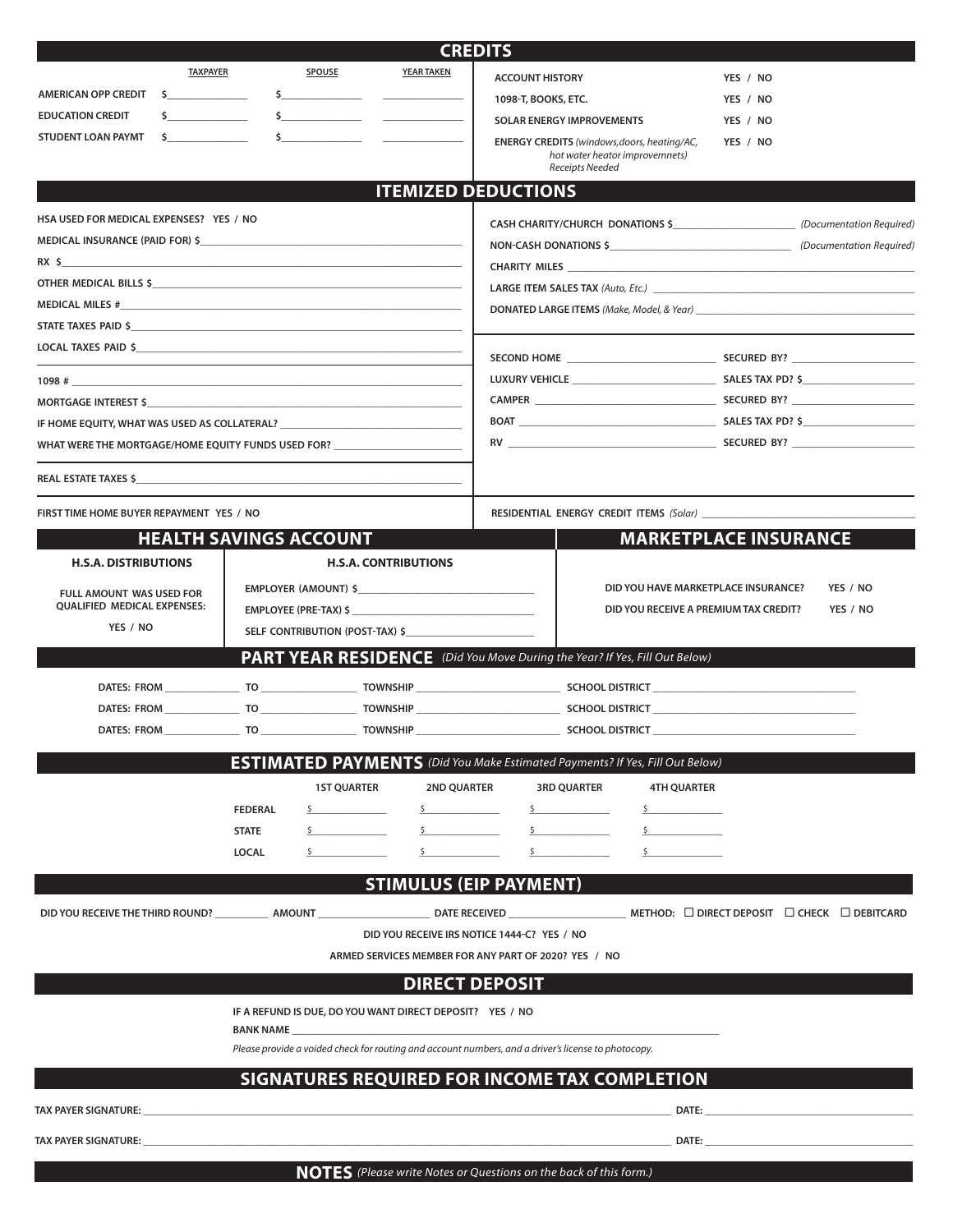## CREDITS

| | TAXPAYER | SPOUSE | YEAR TAKEN |
|---|---|---|---|
| AMERICAN OPP CREDIT | $\_\_\_\_\_\_\_\_\_\_ | $\_\_\_\_\_\_\_\_\_\_ | \_\_\_\_\_\_\_\_\_\_ |
| EDUCATION CREDIT | $\_\_\_\_\_\_\_\_\_\_ | $\_\_\_\_\_\_\_\_\_\_ | \_\_\_\_\_\_\_\_\_\_ |
| STUDENT LOAN PAYMT | $\_\_\_\_\_\_\_\_\_\_ | $\_\_\_\_\_\_\_\_\_\_ | \_\_\_\_\_\_\_\_\_\_ |

| | |
|---|---|
| ACCOUNT HISTORY | YES / NO |
| 1098-T, BOOKS, ETC. | YES / NO |
| SOLAR ENERGY IMPROVEMENTS | YES / NO |
| ENERGY CREDITS *(windows,doors, heating/AC, hot water heater improvemnets) Receipts Needed* | YES / NO |

## ITEMIZED DEDUCTIONS

HSA USED FOR MEDICAL EXPENSES? YES / NO

MEDICAL INSURANCE (PAID FOR) $\_\_\_\_\_\_\_\_\_\_\_\_\_\_\_\_\_\_\_\_

RX $\_\_\_\_\_\_\_\_\_\_\_\_\_\_\_\_\_\_\_\_

OTHER MEDICAL BILLS $\_\_\_\_\_\_\_\_\_\_\_\_\_\_\_\_\_\_\_\_

MEDICAL MILES #\_\_\_\_\_\_\_\_\_\_\_\_\_\_\_\_\_\_\_\_

STATE TAXES PAID $\_\_\_\_\_\_\_\_\_\_\_\_\_\_\_\_\_\_\_\_

LOCAL TAXES PAID $\_\_\_\_\_\_\_\_\_\_\_\_\_\_\_\_\_\_\_\_

1098 # \_\_\_\_\_\_\_\_\_\_\_\_\_\_\_\_\_\_\_\_

MORTGAGE INTEREST $\_\_\_\_\_\_\_\_\_\_\_\_\_\_\_\_\_\_\_\_

IF HOME EQUITY, WHAT WAS USED AS COLLATERAL? \_\_\_\_\_\_\_\_\_\_\_\_\_\_\_\_\_\_\_\_

WHAT WERE THE MORTGAGE/HOME EQUITY FUNDS USED FOR? \_\_\_\_\_\_\_\_\_\_\_\_\_\_\_\_\_\_\_\_

REAL ESTATE TAXES $\_\_\_\_\_\_\_\_\_\_\_\_\_\_\_\_\_\_\_\_

FIRST TIME HOME BUYER REPAYMENT YES / NO

CASH CHARITY/CHURCH DONATIONS $\_\_\_\_\_\_\_\_\_\_\_\_\_\_\_\_\_\_\_\_ *(Documentation Required)*

NON-CASH DONATIONS $\_\_\_\_\_\_\_\_\_\_\_\_\_\_\_\_\_\_\_\_ *(Documentation Required)*

CHARITY MILES \_\_\_\_\_\_\_\_\_\_\_\_\_\_\_\_\_\_\_\_

LARGE ITEM SALES TAX *(Auto, Etc.)* \_\_\_\_\_\_\_\_\_\_\_\_\_\_\_\_\_\_\_\_

DONATED LARGE ITEMS *(Make, Model, & Year)* \_\_\_\_\_\_\_\_\_\_\_\_\_\_\_\_\_\_\_\_

| | | | |
|---|---|---|---|
| SECOND HOME | \_\_\_\_\_\_\_\_\_\_ | SECURED BY? | \_\_\_\_\_\_\_\_\_\_ |
| LUXURY VEHICLE | \_\_\_\_\_\_\_\_\_\_ | SALES TAX PD? | $\_\_\_\_\_\_\_\_\_\_ |
| CAMPER | \_\_\_\_\_\_\_\_\_\_ | SECURED BY? | \_\_\_\_\_\_\_\_\_\_ |
| BOAT | \_\_\_\_\_\_\_\_\_\_ | SALES TAX PD? | $\_\_\_\_\_\_\_\_\_\_ |
| RV | \_\_\_\_\_\_\_\_\_\_ | SECURED BY? | \_\_\_\_\_\_\_\_\_\_ |

RESIDENTIAL ENERGY CREDIT ITEMS *(Solar)* \_\_\_\_\_\_\_\_\_\_\_\_\_\_\_\_\_\_\_\_

## HEALTH SAVINGS ACCOUNT

| H.S.A. DISTRIBUTIONS | H.S.A. CONTRIBUTIONS |
|---|---|
| FULL AMOUNT WAS USED FOR QUALIFIED MEDICAL EXPENSES: | EMPLOYER (AMOUNT) $\_\_\_\_\_\_\_\_\_\_ |
| YES / NO | EMPLOYEE (PRE-TAX) $ \_\_\_\_\_\_\_\_\_\_ |
| | SELF CONTRIBUTION (POST-TAX) $\_\_\_\_\_\_\_\_\_\_ |

## MARKETPLACE INSURANCE

DID YOU HAVE MARKETPLACE INSURANCE? YES / NO

DID YOU RECEIVE A PREMIUM TAX CREDIT? YES / NO

## PART YEAR RESIDENCE *(Did You Move During the Year? If Yes, Fill Out Below)*

| DATES: FROM | TO | TOWNSHIP | SCHOOL DISTRICT |
|---|---|---|---|
| \_\_\_\_\_\_\_\_\_\_ | \_\_\_\_\_\_\_\_\_\_ | \_\_\_\_\_\_\_\_\_\_ | \_\_\_\_\_\_\_\_\_\_ |
| \_\_\_\_\_\_\_\_\_\_ | \_\_\_\_\_\_\_\_\_\_ | \_\_\_\_\_\_\_\_\_\_ | \_\_\_\_\_\_\_\_\_\_ |
| \_\_\_\_\_\_\_\_\_\_ | \_\_\_\_\_\_\_\_\_\_ | \_\_\_\_\_\_\_\_\_\_ | \_\_\_\_\_\_\_\_\_\_ |

## ESTIMATED PAYMENTS *(Did You Make Estimated Payments? If Yes, Fill Out Below)*

| | 1ST QUARTER | 2ND QUARTER | 3RD QUARTER | 4TH QUARTER |
|---|---|---|---|---|
| FEDERAL | $\_\_\_\_\_\_\_\_ | $\_\_\_\_\_\_\_\_ | $\_\_\_\_\_\_\_\_ | $\_\_\_\_\_\_\_\_ |
| STATE | $\_\_\_\_\_\_\_\_ | $\_\_\_\_\_\_\_\_ | $\_\_\_\_\_\_\_\_ | $\_\_\_\_\_\_\_\_ |
| LOCAL | $\_\_\_\_\_\_\_\_ | $\_\_\_\_\_\_\_\_ | $\_\_\_\_\_\_\_\_ | $\_\_\_\_\_\_\_\_ |

## STIMULUS (EIP PAYMENT)

DID YOU RECEIVE THE THIRD ROUND? \_\_\_\_\_\_\_\_ AMOUNT \_\_\_\_\_\_\_\_\_\_ DATE RECEIVED \_\_\_\_\_\_\_\_\_\_ METHOD: ☐ DIRECT DEPOSIT ☐ CHECK ☐ DEBITCARD

DID YOU RECEIVE IRS NOTICE 1444-C? YES / NO

ARMED SERVICES MEMBER FOR ANY PART OF 2020? YES / NO

## DIRECT DEPOSIT

IF A REFUND IS DUE, DO YOU WANT DIRECT DEPOSIT? YES / NO

BANK NAME \_\_\_\_\_\_\_\_\_\_\_\_\_\_\_\_\_\_\_\_

*Please provide a voided check for routing and account numbers, and a driver's license to photocopy.*

## SIGNATURES REQUIRED FOR INCOME TAX COMPLETION

TAX PAYER SIGNATURE: \_\_\_\_\_\_\_\_\_\_\_\_\_\_\_\_\_\_\_\_ DATE: \_\_\_\_\_\_\_\_\_\_

TAX PAYER SIGNATURE: \_\_\_\_\_\_\_\_\_\_\_\_\_\_\_\_\_\_\_\_ DATE: \_\_\_\_\_\_\_\_\_\_

## NOTES *(Please write Notes or Questions on the back of this form.)*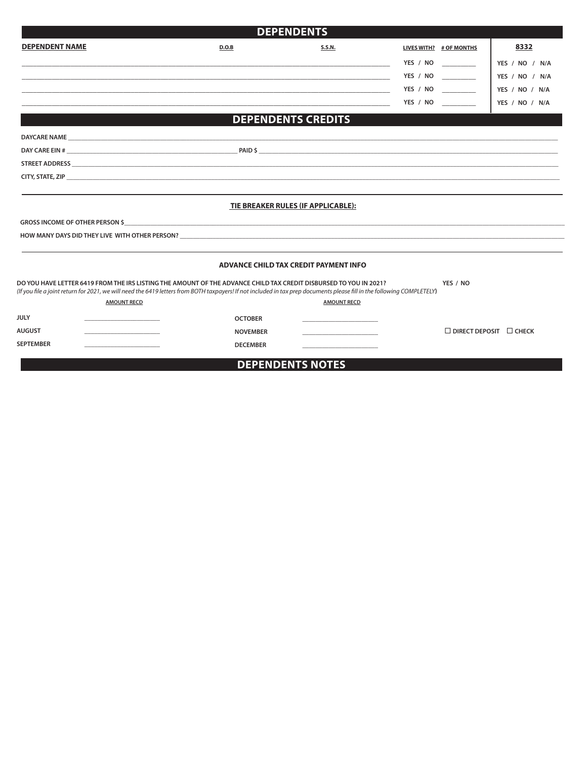## DEPENDENTS

| DEPENDENT NAME | D.O.B | S.S.N. | LIVES WITH? | # OF MONTHS | 8332 |
|---|---|---|---|---|---|
| | | | YES / NO | | YES / NO / N/A |
| | | | YES / NO | | YES / NO / N/A |
| | | | YES / NO | | YES / NO / N/A |
| | | | YES / NO | | YES / NO / N/A |

## DEPENDENTS CREDITS

DAYCARE NAME ____________________

DAY CARE EIN # ____________________ PAID $ ____________________

STREET ADDRESS ____________________

CITY, STATE, ZIP ____________________

**TIE BREAKER RULES (IF APPLICABLE):**

GROSS INCOME OF OTHER PERSON $____________________

HOW MANY DAYS DID THEY LIVE WITH OTHER PERSON? ____________________

**ADVANCE CHILD TAX CREDIT PAYMENT INFO**

DO YOU HAVE LETTER 6419 FROM THE IRS LISTING THE AMOUNT OF THE ADVANCE CHILD TAX CREDIT DISBURSED TO YOU IN 2021? YES / NO

*(If you file a joint return for 2021, we will need the 6419 letters from BOTH taxpayers! If not included in tax prep documents please fill in the following COMPLETELY)*

| | AMOUNT RECD | | AMOUNT RECD |
|---|---|---|---|
| JULY | | OCTOBER | |
| AUGUST | | NOVEMBER | |
| SEPTEMBER | | DECEMBER | |

☐ DIRECT DEPOSIT ☐ CHECK

## DEPENDENTS NOTES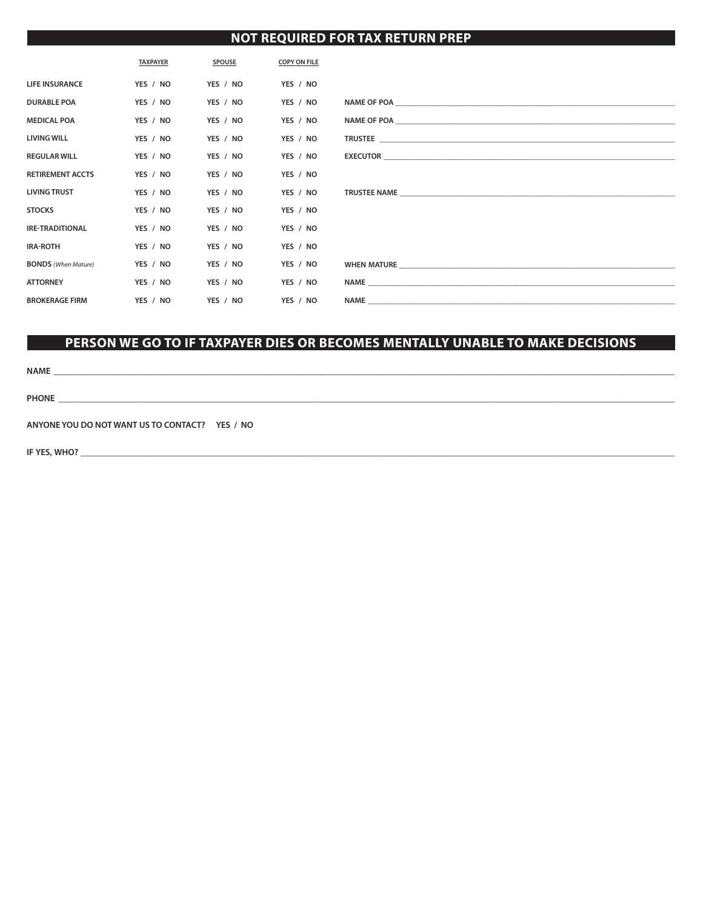## NOT REQUIRED FOR TAX RETURN PREP

| | TAXPAYER | SPOUSE | COPY ON FILE | |
|---|---|---|---|---|
| **LIFE INSURANCE** | YES / NO | YES / NO | YES / NO | |
| **DURABLE POA** | YES / NO | YES / NO | YES / NO | NAME OF POA ______________________________ |
| **MEDICAL POA** | YES / NO | YES / NO | YES / NO | NAME OF POA ______________________________ |
| **LIVING WILL** | YES / NO | YES / NO | YES / NO | TRUSTEE ______________________________ |
| **REGULAR WILL** | YES / NO | YES / NO | YES / NO | EXECUTOR ______________________________ |
| **RETIREMENT ACCTS** | YES / NO | YES / NO | YES / NO | |
| **LIVING TRUST** | YES / NO | YES / NO | YES / NO | TRUSTEE NAME ______________________________ |
| **STOCKS** | YES / NO | YES / NO | YES / NO | |
| **IRE-TRADITIONAL** | YES / NO | YES / NO | YES / NO | |
| **IRA-ROTH** | YES / NO | YES / NO | YES / NO | |
| **BONDS** *(When Mature)* | YES / NO | YES / NO | YES / NO | WHEN MATURE ______________________________ |
| **ATTORNEY** | YES / NO | YES / NO | YES / NO | NAME ______________________________ |
| **BROKERAGE FIRM** | YES / NO | YES / NO | YES / NO | NAME ______________________________ |

## PERSON WE GO TO IF TAXPAYER DIES OR BECOMES MENTALLY UNABLE TO MAKE DECISIONS

**NAME** ______________________________

**PHONE** ______________________________

**ANYONE YOU DO NOT WANT US TO CONTACT? YES / NO**

**IF YES, WHO?** ______________________________